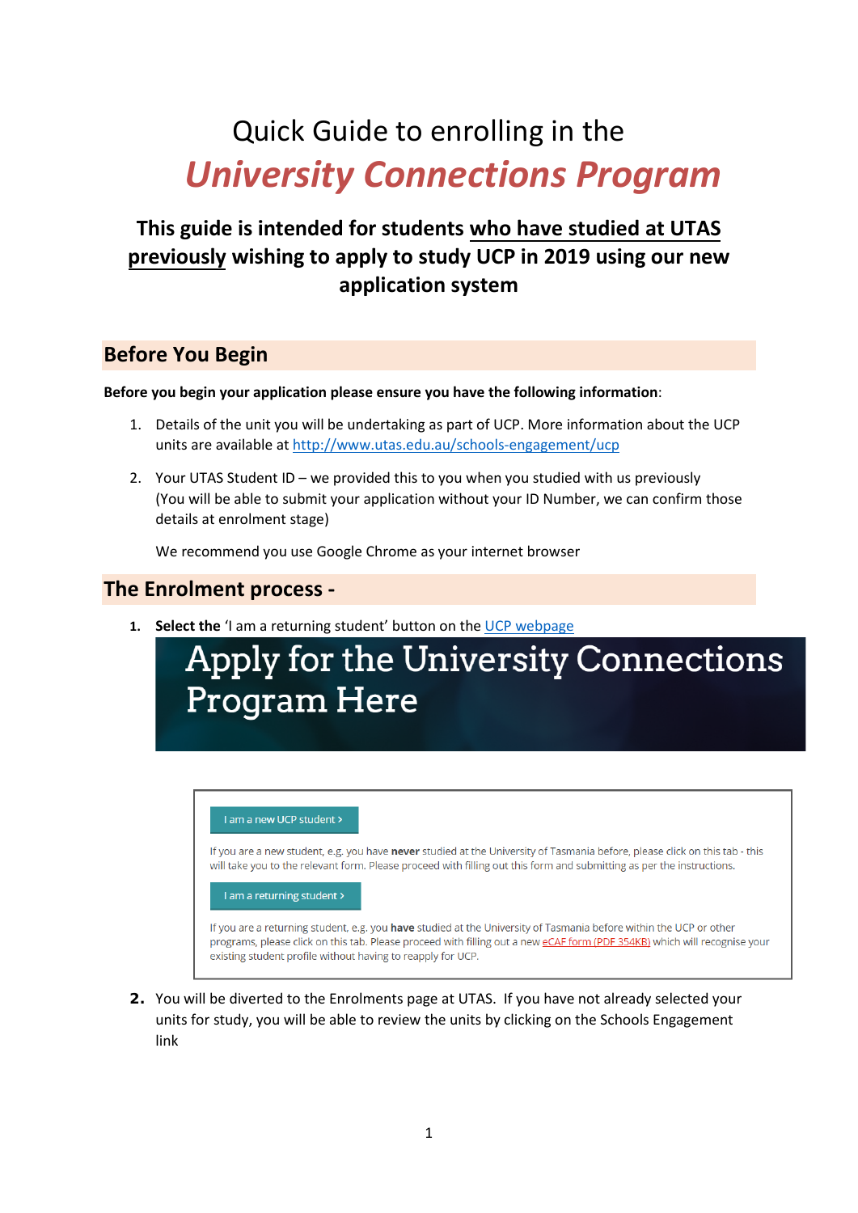# Quick Guide to enrolling in the *University Connections Program*

**This guide is intended for students who have studied at UTAS previously wishing to apply to study UCP in 2019 using our new application system**

## Before You Begin

**Before you begin your application please ensure you have the following information**:

1. Details of the unit you will be undertaking as part of UCP. More information about the UCP units are available at http://www.utas.edu.au/schools-engagement/ucp
2. Your UTAS Student ID – we provided this to you when you studied with us previously (You will be able to submit your application without your ID Number, we can confirm those details at enrolment stage)

   We recommend you use Google Chrome as your internet browser

## The Enrolment process -

1. **Select the** 'I am a returning student' button on the UCP webpage

   Apply for the University Connections Program Here

   I am a new UCP student >

   If you are a new student, e.g. you have **never** studied at the University of Tasmania before, please click on this tab - this will take you to the relevant form. Please proceed with filling out this form and submitting as per the instructions.

   I am a returning student >

   If you are a returning student, e.g. you **have** studied at the University of Tasmania before within the UCP or other programs, please click on this tab. Please proceed with filling out a new eCAF form (PDF 354KB) which will recognise your existing student profile without having to reapply for UCP.

2. You will be diverted to the Enrolments page at UTAS. If you have not already selected your units for study, you will be able to review the units by clicking on the Schools Engagement link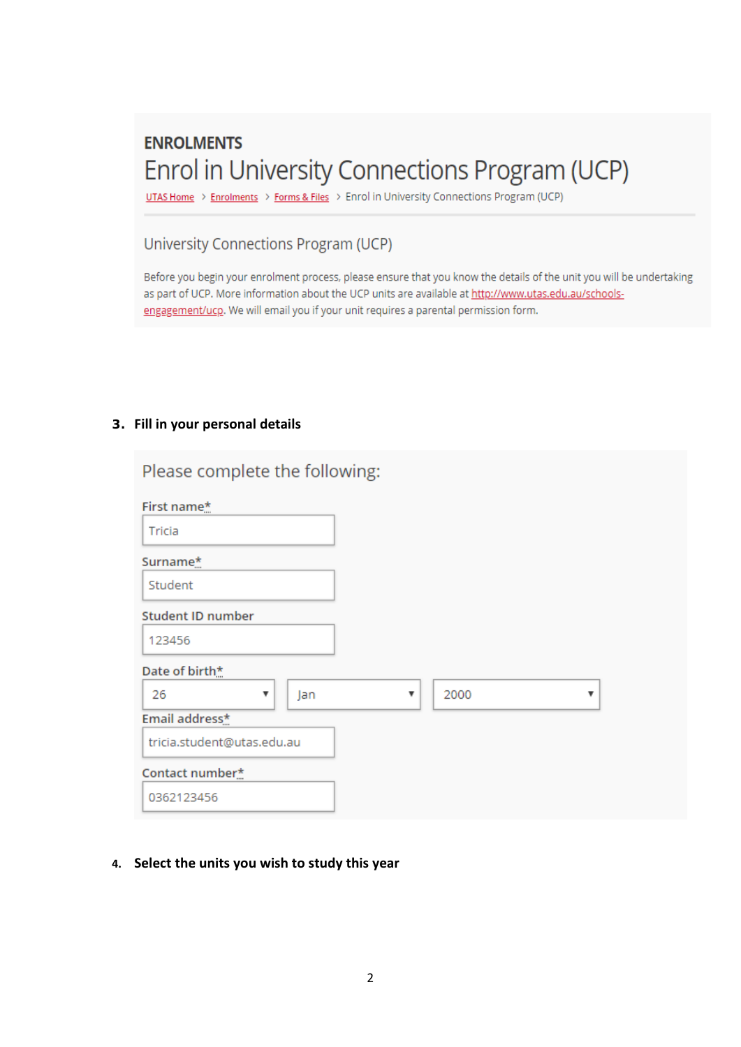**ENROLMENTS**

# Enrol in University Connections Program (UCP)

UTAS Home > Enrolments > Forms & Files > Enrol in University Connections Program (UCP)

## University Connections Program (UCP)

Before you begin your enrolment process, please ensure that you know the details of the unit you will be undertaking as part of UCP. More information about the UCP units are available at http://www.utas.edu.au/schools-engagement/ucp. We will email you if your unit requires a parental permission form.

**3. Fill in your personal details**

Please complete the following:

First name*
Tricia

Surname*
Student

Student ID number
123456

Date of birth*
26 | Jan | 2000

Email address*
tricia.student@utas.edu.au

Contact number*
0362123456

**4. Select the units you wish to study this year**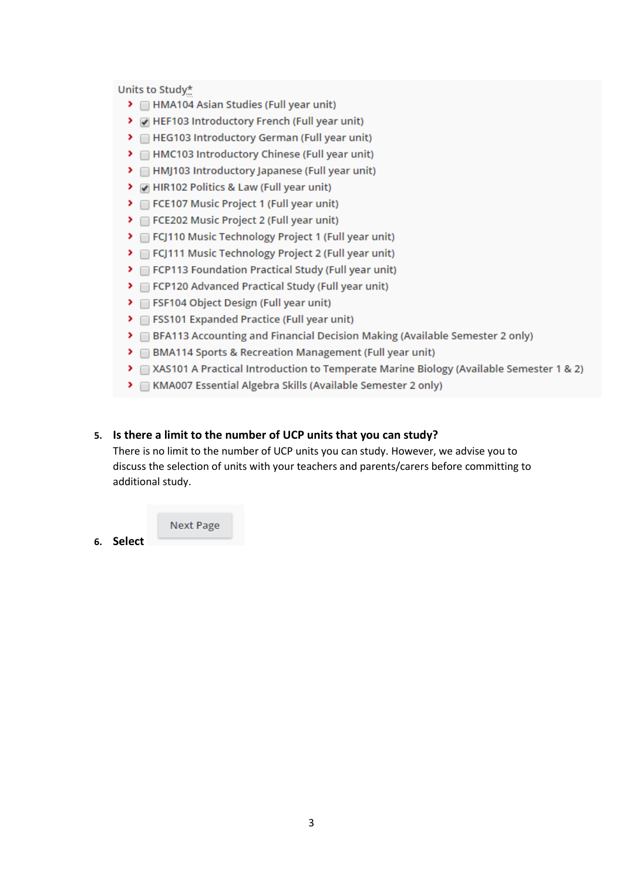Units to Study*

- [ ] HMA104 Asian Studies (Full year unit)
- [x] HEF103 Introductory French (Full year unit)
- [ ] HEG103 Introductory German (Full year unit)
- [ ] HMC103 Introductory Chinese (Full year unit)
- [ ] HMJ103 Introductory Japanese (Full year unit)
- [x] HIR102 Politics & Law (Full year unit)
- [ ] FCE107 Music Project 1 (Full year unit)
- [ ] FCE202 Music Project 2 (Full year unit)
- [ ] FCJ110 Music Technology Project 1 (Full year unit)
- [ ] FCJ111 Music Technology Project 2 (Full year unit)
- [ ] FCP113 Foundation Practical Study (Full year unit)
- [ ] FCP120 Advanced Practical Study (Full year unit)
- [ ] FSF104 Object Design (Full year unit)
- [ ] FSS101 Expanded Practice (Full year unit)
- [ ] BFA113 Accounting and Financial Decision Making (Available Semester 2 only)
- [ ] BMA114 Sports & Recreation Management (Full year unit)
- [ ] XAS101 A Practical Introduction to Temperate Marine Biology (Available Semester 1 & 2)
- [ ] KMA007 Essential Algebra Skills (Available Semester 2 only)

5. **Is there a limit to the number of UCP units that you can study?**
   There is no limit to the number of UCP units you can study. However, we advise you to discuss the selection of units with your teachers and parents/carers before committing to additional study.

6. **Select** Next Page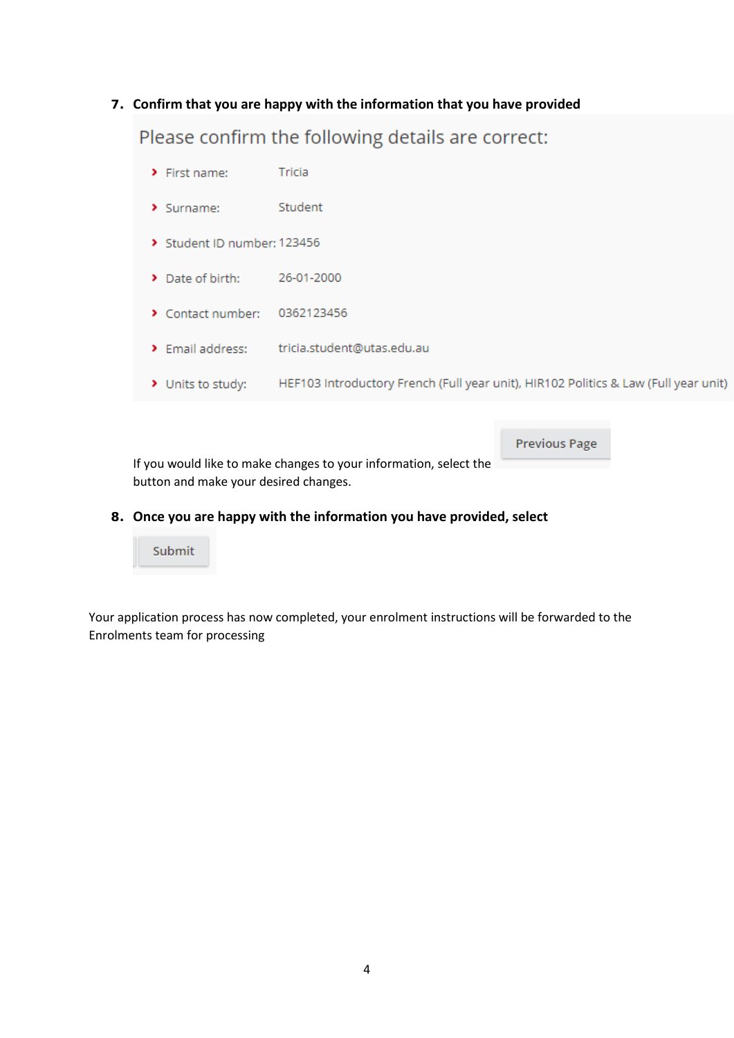7. **Confirm that you are happy with the information that you have provided**

Please confirm the following details are correct:

- First name: Tricia
- Surname: Student
- Student ID number: 123456
- Date of birth: 26-01-2000
- Contact number: 0362123456
- Email address: tricia.student@utas.edu.au
- Units to study: HEF103 Introductory French (Full year unit), HIR102 Politics & Law (Full year unit)

Previous Page

If you would like to make changes to your information, select the button and make your desired changes.

8. **Once you are happy with the information you have provided, select**

Submit

Your application process has now completed, your enrolment instructions will be forwarded to the Enrolments team for processing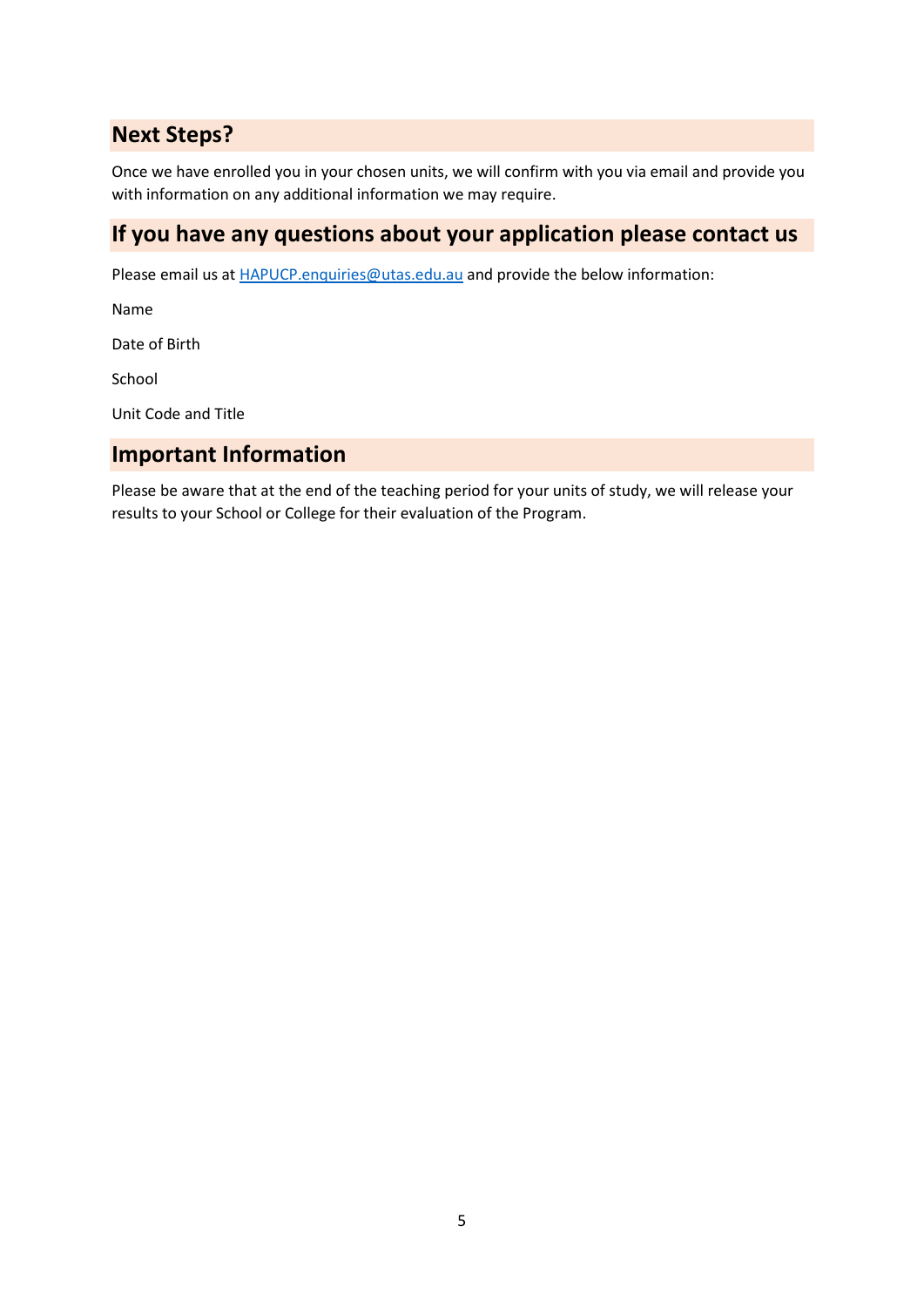## Next Steps?

Once we have enrolled you in your chosen units, we will confirm with you via email and provide you with information on any additional information we may require.

## If you have any questions about your application please contact us

Please email us at [HAPUCP.enquiries@utas.edu.au](mailto:HAPUCP.enquiries@utas.edu.au) and provide the below information:

Name

Date of Birth

School

Unit Code and Title

## Important Information

Please be aware that at the end of the teaching period for your units of study, we will release your results to your School or College for their evaluation of the Program.